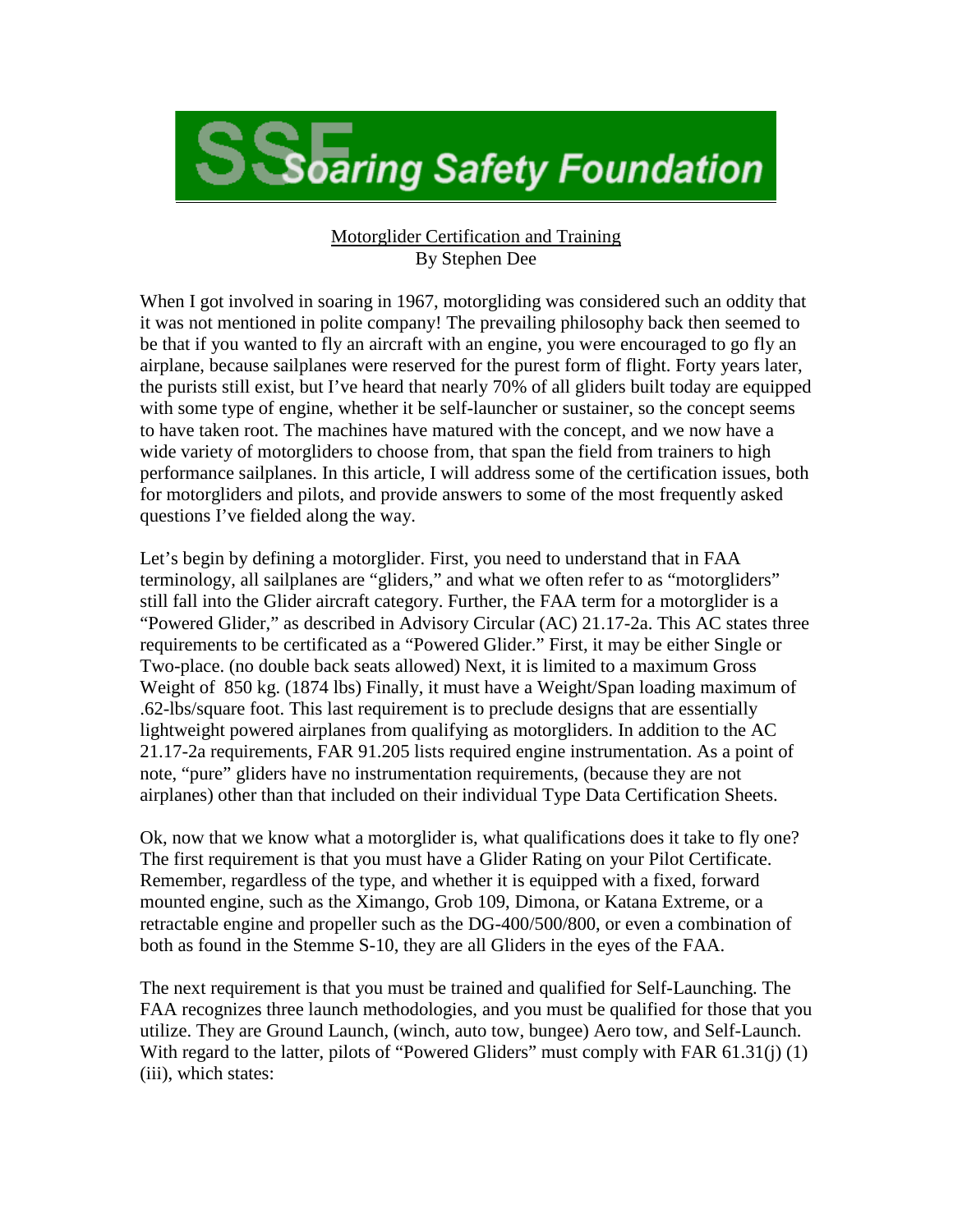# Soaring Safety Foundation

## Motorglider Certification and Training

By Stephen Dee

When I got involved in soaring in 1967, motorgliding was considered such an oddity that it was not mentioned in polite company! The prevailing philosophy back then seemed to be that if you wanted to fly an aircraft with an engine, you were encouraged to go fly an airplane, because sailplanes were reserved for the purest form of flight. Forty years later, the purists still exist, but I've heard that nearly 70% of all gliders built today are equipped with some type of engine, whether it be self-launcher or sustainer, so the concept seems to have taken root. The machines have matured with the concept, and we now have a wide variety of motorgliders to choose from, that span the field from trainers to high performance sailplanes. In this article, I will address some of the certification issues, both for motorgliders and pilots, and provide answers to some of the most frequently asked questions I've fielded along the way.

Let's begin by defining a motorglider. First, you need to understand that in FAA terminology, all sailplanes are "gliders," and what we often refer to as "motorgliders" still fall into the Glider aircraft category. Further, the FAA term for a motorglider is a "Powered Glider," as described in Advisory Circular (AC) 21.17-2a. This AC states three requirements to be certificated as a "Powered Glider." First, it may be either Single or Two-place. (no double back seats allowed) Next, it is limited to a maximum Gross Weight of 850 kg. (1874 lbs) Finally, it must have a Weight/Span loading maximum of .62-lbs/square foot. This last requirement is to preclude designs that are essentially lightweight powered airplanes from qualifying as motorgliders. In addition to the AC 21.17-2a requirements, FAR 91.205 lists required engine instrumentation. As a point of note, "pure" gliders have no instrumentation requirements, (because they are not airplanes) other than that included on their individual Type Data Certification Sheets.

Ok, now that we know what a motorglider is, what qualifications does it take to fly one? The first requirement is that you must have a Glider Rating on your Pilot Certificate. Remember, regardless of the type, and whether it is equipped with a fixed, forward mounted engine, such as the Ximango, Grob 109, Dimona, or Katana Extreme, or a retractable engine and propeller such as the DG-400/500/800, or even a combination of both as found in the Stemme S-10, they are all Gliders in the eyes of the FAA.

The next requirement is that you must be trained and qualified for Self-Launching. The FAA recognizes three launch methodologies, and you must be qualified for those that you utilize. They are Ground Launch, (winch, auto tow, bungee) Aero tow, and Self-Launch. With regard to the latter, pilots of "Powered Gliders" must comply with FAR 61.31(j) (1) (iii), which states: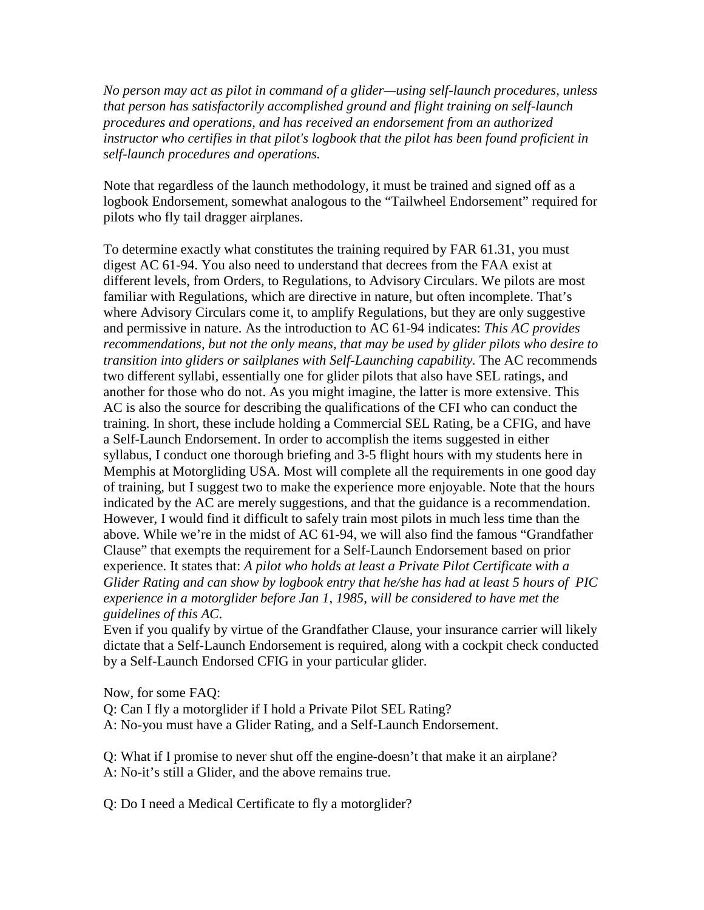*No person may act as pilot in command of a glider—using self-launch procedures, unless that person has satisfactorily accomplished ground and flight training on self-launch procedures and operations, and has received an endorsement from an authorized instructor who certifies in that pilot's logbook that the pilot has been found proficient in self-launch procedures and operations.*

Note that regardless of the launch methodology, it must be trained and signed off as a logbook Endorsement, somewhat analogous to the "Tailwheel Endorsement" required for pilots who fly tail dragger airplanes.

To determine exactly what constitutes the training required by FAR 61.31, you must digest AC 61-94. You also need to understand that decrees from the FAA exist at different levels, from Orders, to Regulations, to Advisory Circulars. We pilots are most familiar with Regulations, which are directive in nature, but often incomplete. That's where Advisory Circulars come it, to amplify Regulations, but they are only suggestive and permissive in nature. As the introduction to AC 61-94 indicates: *This AC provides recommendations, but not the only means, that may be used by glider pilots who desire to transition into gliders or sailplanes with Self-Launching capability.* The AC recommends two different syllabi, essentially one for glider pilots that also have SEL ratings, and another for those who do not. As you might imagine, the latter is more extensive. This AC is also the source for describing the qualifications of the CFI who can conduct the training. In short, these include holding a Commercial SEL Rating, be a CFIG, and have a Self-Launch Endorsement. In order to accomplish the items suggested in either syllabus, I conduct one thorough briefing and 3-5 flight hours with my students here in Memphis at Motorgliding USA. Most will complete all the requirements in one good day of training, but I suggest two to make the experience more enjoyable. Note that the hours indicated by the AC are merely suggestions, and that the guidance is a recommendation. However, I would find it difficult to safely train most pilots in much less time than the above. While we're in the midst of AC 61-94, we will also find the famous "Grandfather Clause" that exempts the requirement for a Self-Launch Endorsement based on prior experience. It states that: *A pilot who holds at least a Private Pilot Certificate with a Glider Rating and can show by logbook entry that he/she has had at least 5 hours of PIC experience in a motorglider before Jan 1, 1985, will be considered to have met the guidelines of this AC*.
Even if you qualify by virtue of the Grandfather Clause, your insurance carrier will likely dictate that a Self-Launch Endorsement is required, along with a cockpit check conducted by a Self-Launch Endorsed CFIG in your particular glider.

Now, for some FAQ:
Q: Can I fly a motorglider if I hold a Private Pilot SEL Rating?
A: No-you must have a Glider Rating, and a Self-Launch Endorsement.

Q: What if I promise to never shut off the engine-doesn't that make it an airplane?
A: No-it's still a Glider, and the above remains true.

Q: Do I need a Medical Certificate to fly a motorglider?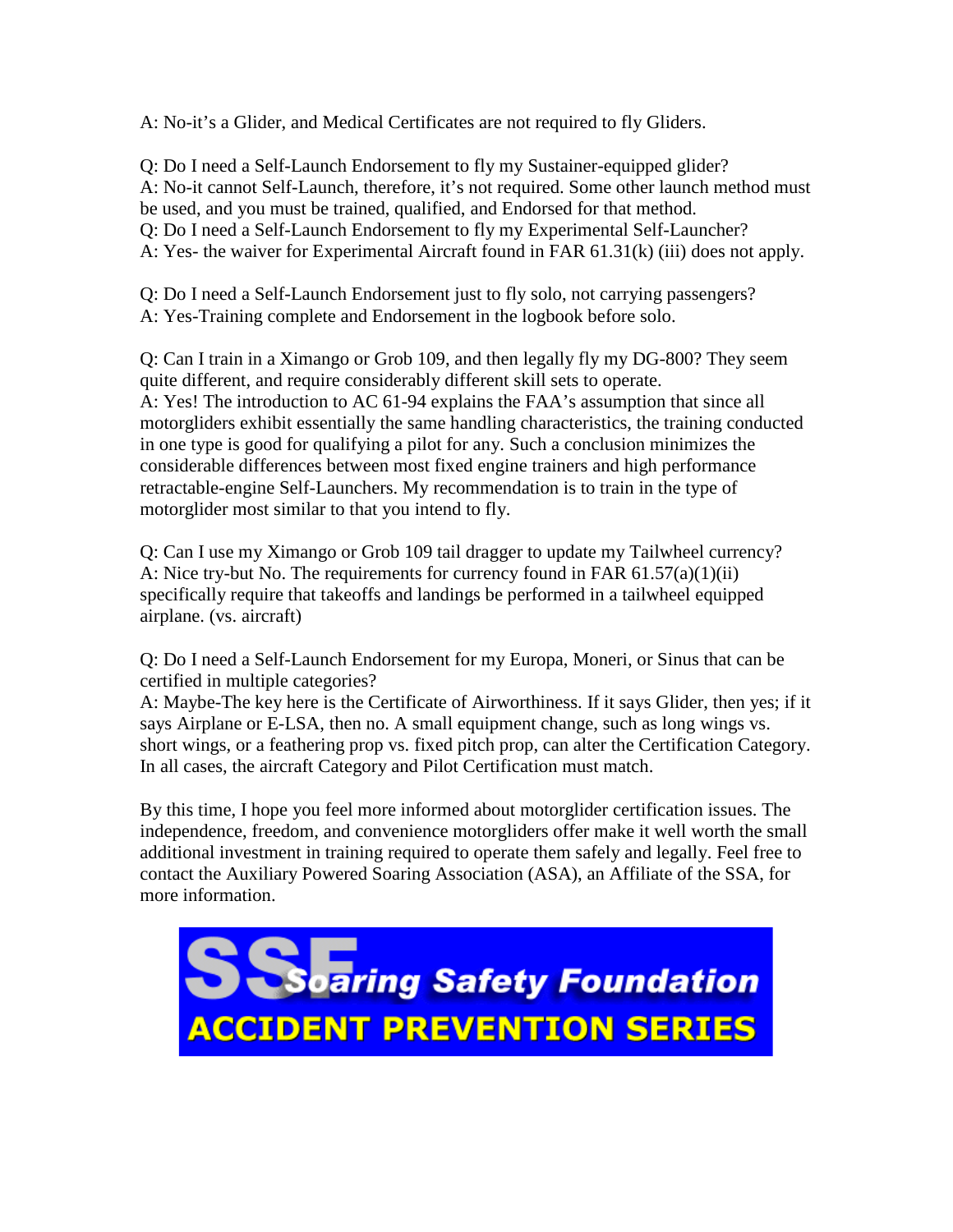A: No-it's a Glider, and Medical Certificates are not required to fly Gliders.

Q: Do I need a Self-Launch Endorsement to fly my Sustainer-equipped glider?
A: No-it cannot Self-Launch, therefore, it's not required. Some other launch method must be used, and you must be trained, qualified, and Endorsed for that method.
Q: Do I need a Self-Launch Endorsement to fly my Experimental Self-Launcher?
A: Yes- the waiver for Experimental Aircraft found in FAR 61.31(k) (iii) does not apply.

Q: Do I need a Self-Launch Endorsement just to fly solo, not carrying passengers?
A: Yes-Training complete and Endorsement in the logbook before solo.

Q: Can I train in a Ximango or Grob 109, and then legally fly my DG-800? They seem quite different, and require considerably different skill sets to operate.
A: Yes! The introduction to AC 61-94 explains the FAA's assumption that since all motorgliders exhibit essentially the same handling characteristics, the training conducted in one type is good for qualifying a pilot for any. Such a conclusion minimizes the considerable differences between most fixed engine trainers and high performance retractable-engine Self-Launchers. My recommendation is to train in the type of motorglider most similar to that you intend to fly.

Q: Can I use my Ximango or Grob 109 tail dragger to update my Tailwheel currency?
A: Nice try-but No. The requirements for currency found in FAR 61.57(a)(1)(ii) specifically require that takeoffs and landings be performed in a tailwheel equipped airplane. (vs. aircraft)

Q: Do I need a Self-Launch Endorsement for my Europa, Moneri, or Sinus that can be certified in multiple categories?
A: Maybe-The key here is the Certificate of Airworthiness. If it says Glider, then yes; if it says Airplane or E-LSA, then no. A small equipment change, such as long wings vs. short wings, or a feathering prop vs. fixed pitch prop, can alter the Certification Category. In all cases, the aircraft Category and Pilot Certification must match.

By this time, I hope you feel more informed about motorglider certification issues. The independence, freedom, and convenience motorgliders offer make it well worth the small additional investment in training required to operate them safely and legally. Feel free to contact the Auxiliary Powered Soaring Association (ASA), an Affiliate of the SSA, for more information.

SSF Soaring Safety Foundation
ACCIDENT PREVENTION SERIES